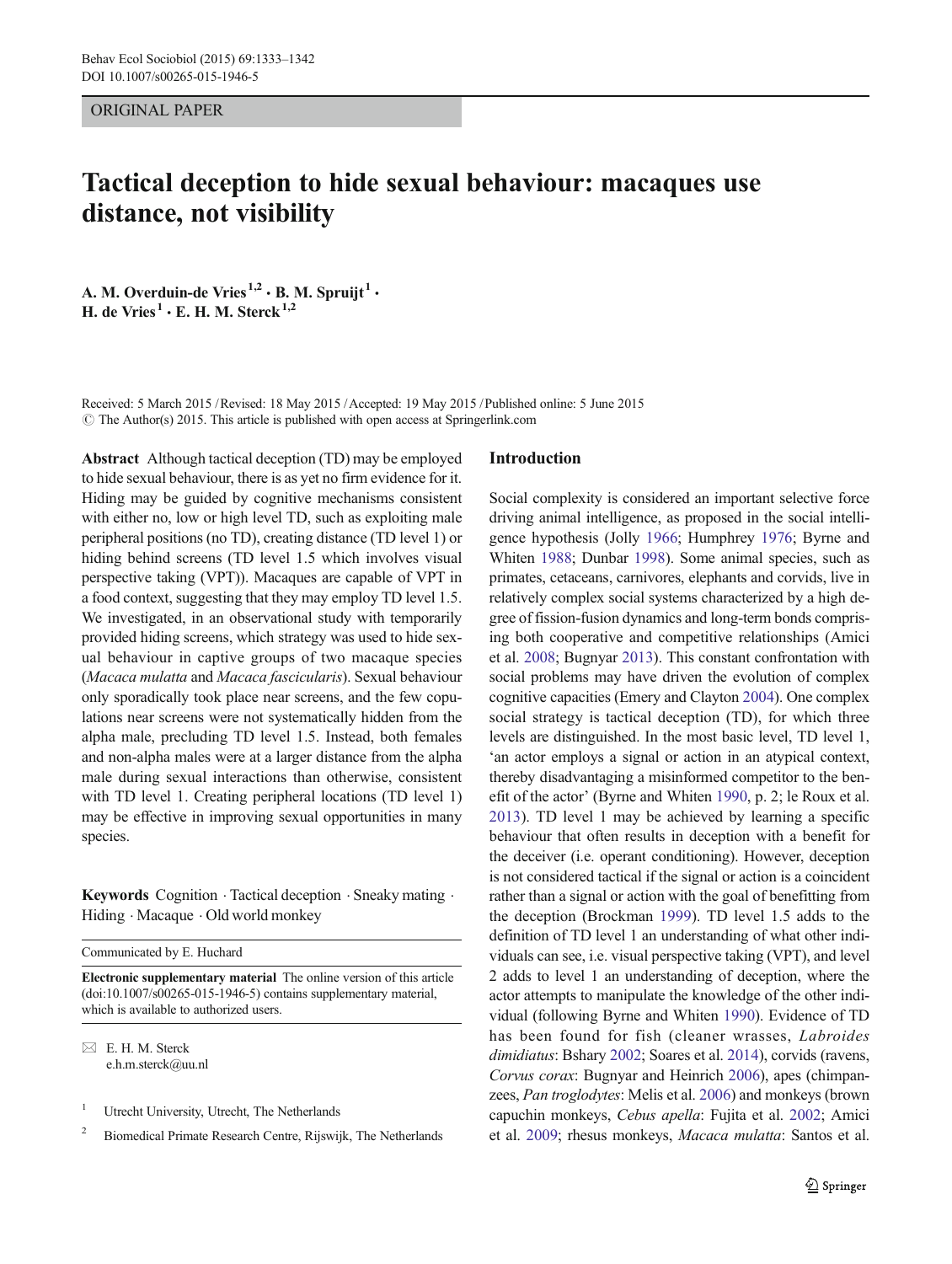ORIGINAL PAPER

# Tactical deception to hide sexual behaviour: macaques use distance, not visibility

A. M. Overduin-de Vries[1,2] · B. M. Spruijt[1] · H. de Vries[1] · E. H. M. Sterck[1,2]

Received: 5 March 2015 / Revised: 18 May 2015 / Accepted: 19 May 2015 / Published online: 5 June 2015
© The Author(s) 2015. This article is published with open access at Springerlink.com

**Abstract** Although tactical deception (TD) may be employed to hide sexual behaviour, there is as yet no firm evidence for it. Hiding may be guided by cognitive mechanisms consistent with either no, low or high level TD, such as exploiting male peripheral positions (no TD), creating distance (TD level 1) or hiding behind screens (TD level 1.5 which involves visual perspective taking (VPT)). Macaques are capable of VPT in a food context, suggesting that they may employ TD level 1.5. We investigated, in an observational study with temporarily provided hiding screens, which strategy was used to hide sexual behaviour in captive groups of two macaque species (*Macaca mulatta* and *Macaca fascicularis*). Sexual behaviour only sporadically took place near screens, and the few copulations near screens were not systematically hidden from the alpha male, precluding TD level 1.5. Instead, both females and non-alpha males were at a larger distance from the alpha male during sexual interactions than otherwise, consistent with TD level 1. Creating peripheral locations (TD level 1) may be effective in improving sexual opportunities in many species.

**Keywords** Cognition · Tactical deception · Sneaky mating · Hiding · Macaque · Old world monkey

Communicated by E. Huchard

**Electronic supplementary material** The online version of this article (doi:10.1007/s00265-015-1946-5) contains supplementary material, which is available to authorized users.

✉ E. H. M. Sterck
e.h.m.sterck@uu.nl

[1] Utrecht University, Utrecht, The Netherlands

[2] Biomedical Primate Research Centre, Rijswijk, The Netherlands

## Introduction

Social complexity is considered an important selective force driving animal intelligence, as proposed in the social intelligence hypothesis (Jolly 1966; Humphrey 1976; Byrne and Whiten 1988; Dunbar 1998). Some animal species, such as primates, cetaceans, carnivores, elephants and corvids, live in relatively complex social systems characterized by a high degree of fission-fusion dynamics and long-term bonds comprising both cooperative and competitive relationships (Amici et al. 2008; Bugnyar 2013). This constant confrontation with social problems may have driven the evolution of complex cognitive capacities (Emery and Clayton 2004). One complex social strategy is tactical deception (TD), for which three levels are distinguished. In the most basic level, TD level 1, 'an actor employs a signal or action in an atypical context, thereby disadvantaging a misinformed competitor to the benefit of the actor' (Byrne and Whiten 1990, p. 2; le Roux et al. 2013). TD level 1 may be achieved by learning a specific behaviour that often results in deception with a benefit for the deceiver (i.e. operant conditioning). However, deception is not considered tactical if the signal or action is a coincident rather than a signal or action with the goal of benefitting from the deception (Brockman 1999). TD level 1.5 adds to the definition of TD level 1 an understanding of what other individuals can see, i.e. visual perspective taking (VPT), and level 2 adds to level 1 an understanding of deception, where the actor attempts to manipulate the knowledge of the other individual (following Byrne and Whiten 1990). Evidence of TD has been found for fish (cleaner wrasses, *Labroides dimidiatus*: Bshary 2002; Soares et al. 2014), corvids (ravens, *Corvus corax*: Bugnyar and Heinrich 2006), apes (chimpanzees, *Pan troglodytes*: Melis et al. 2006) and monkeys (brown capuchin monkeys, *Cebus apella*: Fujita et al. 2002; Amici et al. 2009; rhesus monkeys, *Macaca mulatta*: Santos et al.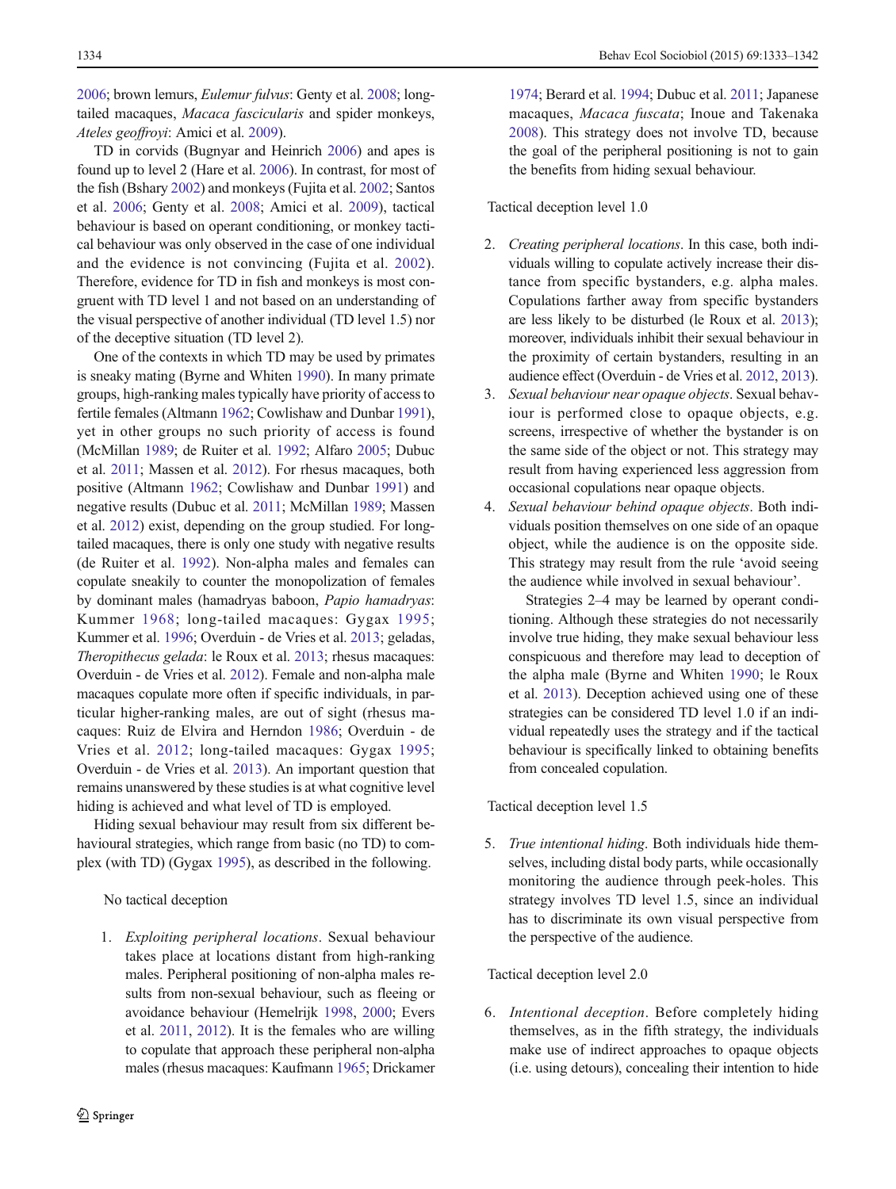2006; brown lemurs, *Eulemur fulvus*: Genty et al. 2008; long-tailed macaques, *Macaca fascicularis* and spider monkeys, *Ateles geoffroyi*: Amici et al. 2009).

TD in corvids (Bugnyar and Heinrich 2006) and apes is found up to level 2 (Hare et al. 2006). In contrast, for most of the fish (Bshary 2002) and monkeys (Fujita et al. 2002; Santos et al. 2006; Genty et al. 2008; Amici et al. 2009), tactical behaviour is based on operant conditioning, or monkey tactical behaviour was only observed in the case of one individual and the evidence is not convincing (Fujita et al. 2002). Therefore, evidence for TD in fish and monkeys is most congruent with TD level 1 and not based on an understanding of the visual perspective of another individual (TD level 1.5) nor of the deceptive situation (TD level 2).

One of the contexts in which TD may be used by primates is sneaky mating (Byrne and Whiten 1990). In many primate groups, high-ranking males typically have priority of access to fertile females (Altmann 1962; Cowlishaw and Dunbar 1991), yet in other groups no such priority of access is found (McMillan 1989; de Ruiter et al. 1992; Alfaro 2005; Dubuc et al. 2011; Massen et al. 2012). For rhesus macaques, both positive (Altmann 1962; Cowlishaw and Dunbar 1991) and negative results (Dubuc et al. 2011; McMillan 1989; Massen et al. 2012) exist, depending on the group studied. For long-tailed macaques, there is only one study with negative results (de Ruiter et al. 1992). Non-alpha males and females can copulate sneakily to counter the monopolization of females by dominant males (hamadryas baboon, *Papio hamadryas*: Kummer 1968; long-tailed macaques: Gygax 1995; Kummer et al. 1996; Overduin - de Vries et al. 2013; geladas, *Theropithecus gelada*: le Roux et al. 2013; rhesus macaques: Overduin - de Vries et al. 2012). Female and non-alpha male macaques copulate more often if specific individuals, in particular higher-ranking males, are out of sight (rhesus macaques: Ruiz de Elvira and Herndon 1986; Overduin - de Vries et al. 2012; long-tailed macaques: Gygax 1995; Overduin - de Vries et al. 2013). An important question that remains unanswered by these studies is at what cognitive level hiding is achieved and what level of TD is employed.

Hiding sexual behaviour may result from six different behavioural strategies, which range from basic (no TD) to complex (with TD) (Gygax 1995), as described in the following.

No tactical deception

1. *Exploiting peripheral locations*. Sexual behaviour takes place at locations distant from high-ranking males. Peripheral positioning of non-alpha males results from non-sexual behaviour, such as fleeing or avoidance behaviour (Hemelrijk 1998, 2000; Evers et al. 2011, 2012). It is the females who are willing to copulate that approach these peripheral non-alpha males (rhesus macaques: Kaufmann 1965; Drickamer 1974; Berard et al. 1994; Dubuc et al. 2011; Japanese macaques, *Macaca fuscata*; Inoue and Takenaka 2008). This strategy does not involve TD, because the goal of the peripheral positioning is not to gain the benefits from hiding sexual behaviour.

Tactical deception level 1.0

2. *Creating peripheral locations*. In this case, both individuals willing to copulate actively increase their distance from specific bystanders, e.g. alpha males. Copulations farther away from specific bystanders are less likely to be disturbed (le Roux et al. 2013); moreover, individuals inhibit their sexual behaviour in the proximity of certain bystanders, resulting in an audience effect (Overduin - de Vries et al. 2012, 2013).
3. *Sexual behaviour near opaque objects*. Sexual behaviour is performed close to opaque objects, e.g. screens, irrespective of whether the bystander is on the same side of the object or not. This strategy may result from having experienced less aggression from occasional copulations near opaque objects.
4. *Sexual behaviour behind opaque objects*. Both individuals position themselves on one side of an opaque object, while the audience is on the opposite side. This strategy may result from the rule 'avoid seeing the audience while involved in sexual behaviour'.

   Strategies 2–4 may be learned by operant conditioning. Although these strategies do not necessarily involve true hiding, they make sexual behaviour less conspicuous and therefore may lead to deception of the alpha male (Byrne and Whiten 1990; le Roux et al. 2013). Deception achieved using one of these strategies can be considered TD level 1.0 if an individual repeatedly uses the strategy and if the tactical behaviour is specifically linked to obtaining benefits from concealed copulation.

Tactical deception level 1.5

5. *True intentional hiding*. Both individuals hide themselves, including distal body parts, while occasionally monitoring the audience through peek-holes. This strategy involves TD level 1.5, since an individual has to discriminate its own visual perspective from the perspective of the audience.

Tactical deception level 2.0

6. *Intentional deception*. Before completely hiding themselves, as in the fifth strategy, the individuals make use of indirect approaches to opaque objects (i.e. using detours), concealing their intention to hide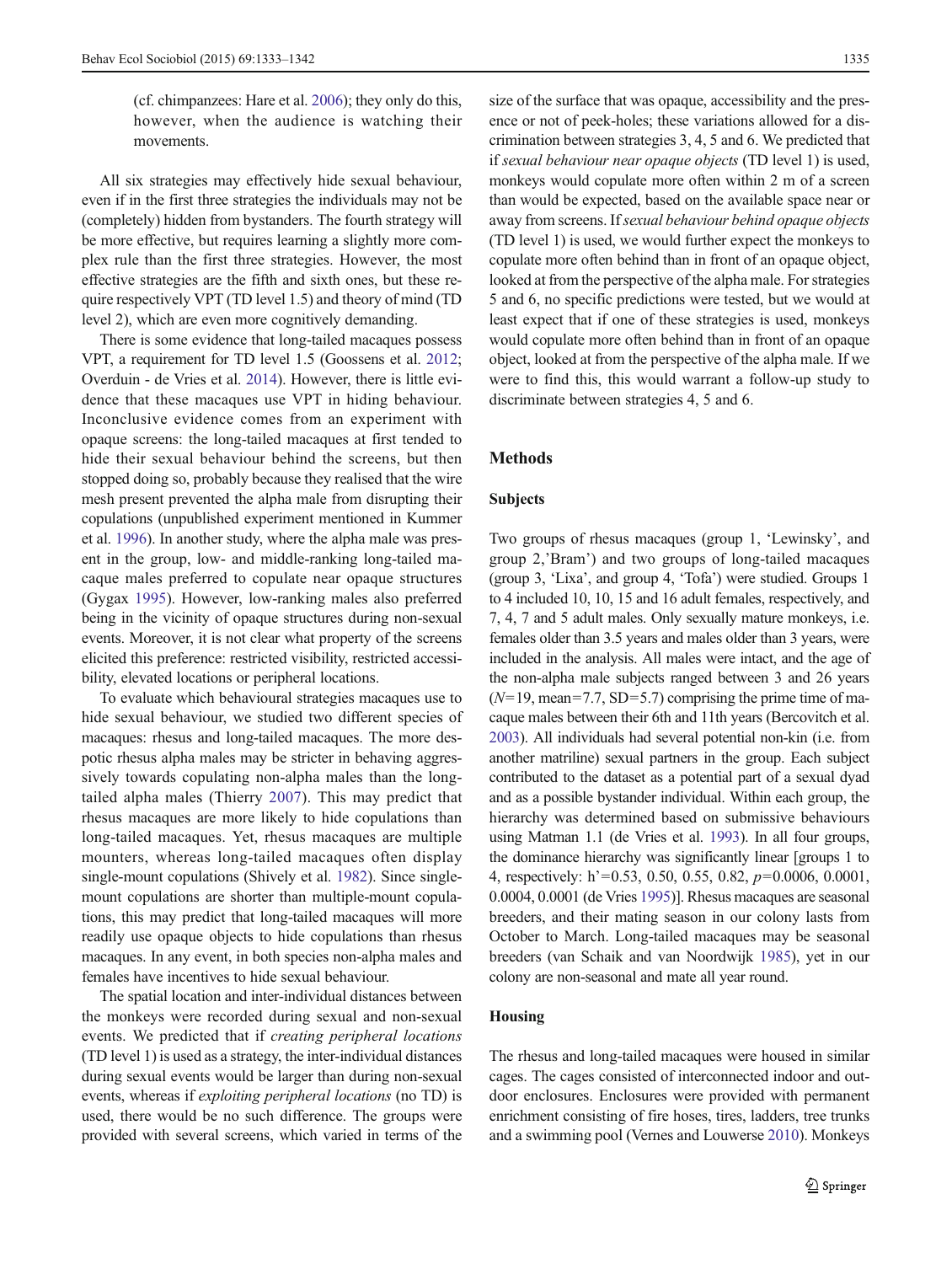(cf. chimpanzees: Hare et al. 2006); they only do this, however, when the audience is watching their movements.

All six strategies may effectively hide sexual behaviour, even if in the first three strategies the individuals may not be (completely) hidden from bystanders. The fourth strategy will be more effective, but requires learning a slightly more complex rule than the first three strategies. However, the most effective strategies are the fifth and sixth ones, but these require respectively VPT (TD level 1.5) and theory of mind (TD level 2), which are even more cognitively demanding.

There is some evidence that long-tailed macaques possess VPT, a requirement for TD level 1.5 (Goossens et al. 2012; Overduin - de Vries et al. 2014). However, there is little evidence that these macaques use VPT in hiding behaviour. Inconclusive evidence comes from an experiment with opaque screens: the long-tailed macaques at first tended to hide their sexual behaviour behind the screens, but then stopped doing so, probably because they realised that the wire mesh present prevented the alpha male from disrupting their copulations (unpublished experiment mentioned in Kummer et al. 1996). In another study, where the alpha male was present in the group, low- and middle-ranking long-tailed macaque males preferred to copulate near opaque structures (Gygax 1995). However, low-ranking males also preferred being in the vicinity of opaque structures during non-sexual events. Moreover, it is not clear what property of the screens elicited this preference: restricted visibility, restricted accessibility, elevated locations or peripheral locations.

To evaluate which behavioural strategies macaques use to hide sexual behaviour, we studied two different species of macaques: rhesus and long-tailed macaques. The more despotic rhesus alpha males may be stricter in behaving aggressively towards copulating non-alpha males than the long-tailed alpha males (Thierry 2007). This may predict that rhesus macaques are more likely to hide copulations than long-tailed macaques. Yet, rhesus macaques are multiple mounters, whereas long-tailed macaques often display single-mount copulations (Shively et al. 1982). Since single-mount copulations are shorter than multiple-mount copulations, this may predict that long-tailed macaques will more readily use opaque objects to hide copulations than rhesus macaques. In any event, in both species non-alpha males and females have incentives to hide sexual behaviour.

The spatial location and inter-individual distances between the monkeys were recorded during sexual and non-sexual events. We predicted that if *creating peripheral locations* (TD level 1) is used as a strategy, the inter-individual distances during sexual events would be larger than during non-sexual events, whereas if *exploiting peripheral locations* (no TD) is used, there would be no such difference. The groups were provided with several screens, which varied in terms of the size of the surface that was opaque, accessibility and the presence or not of peek-holes; these variations allowed for a discrimination between strategies 3, 4, 5 and 6. We predicted that if *sexual behaviour near opaque objects* (TD level 1) is used, monkeys would copulate more often within 2 m of a screen than would be expected, based on the available space near or away from screens. If *sexual behaviour behind opaque objects* (TD level 1) is used, we would further expect the monkeys to copulate more often behind than in front of an opaque object, looked at from the perspective of the alpha male. For strategies 5 and 6, no specific predictions were tested, but we would at least expect that if one of these strategies is used, monkeys would copulate more often behind than in front of an opaque object, looked at from the perspective of the alpha male. If we were to find this, this would warrant a follow-up study to discriminate between strategies 4, 5 and 6.

## Methods

### Subjects

Two groups of rhesus macaques (group 1, 'Lewinsky', and group 2,'Bram') and two groups of long-tailed macaques (group 3, 'Lixa', and group 4, 'Tofa') were studied. Groups 1 to 4 included 10, 10, 15 and 16 adult females, respectively, and 7, 4, 7 and 5 adult males. Only sexually mature monkeys, i.e. females older than 3.5 years and males older than 3 years, were included in the analysis. All males were intact, and the age of the non-alpha male subjects ranged between 3 and 26 years ($N=19$, mean=7.7, SD=5.7) comprising the prime time of macaque males between their 6th and 11th years (Bercovitch et al. 2003). All individuals had several potential non-kin (i.e. from another matriline) sexual partners in the group. Each subject contributed to the dataset as a potential part of a sexual dyad and as a possible bystander individual. Within each group, the hierarchy was determined based on submissive behaviours using Matman 1.1 (de Vries et al. 1993). In all four groups, the dominance hierarchy was significantly linear [groups 1 to 4, respectively: $h'=0.53$, 0.50, 0.55, 0.82, $p=0.0006$, 0.0001, 0.0004, 0.0001 (de Vries 1995)]. Rhesus macaques are seasonal breeders, and their mating season in our colony lasts from October to March. Long-tailed macaques may be seasonal breeders (van Schaik and van Noordwijk 1985), yet in our colony are non-seasonal and mate all year round.

### Housing

The rhesus and long-tailed macaques were housed in similar cages. The cages consisted of interconnected indoor and outdoor enclosures. Enclosures were provided with permanent enrichment consisting of fire hoses, tires, ladders, tree trunks and a swimming pool (Vernes and Louwerse 2010). Monkeys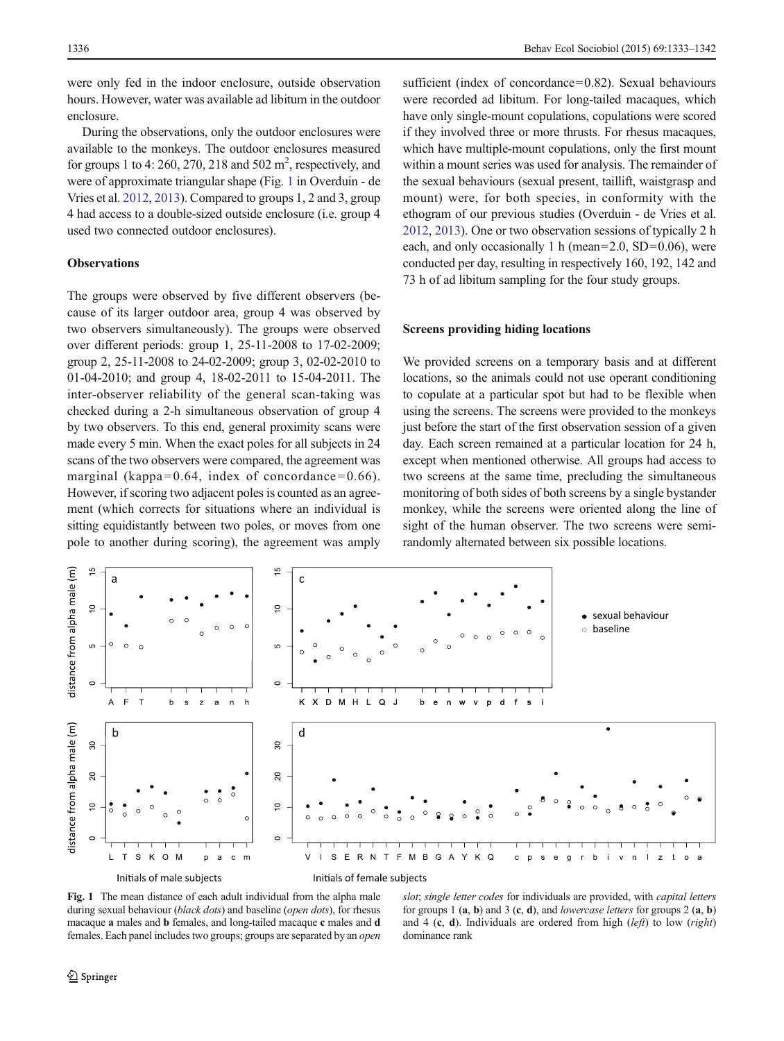were only fed in the indoor enclosure, outside observation hours. However, water was available ad libitum in the outdoor enclosure.

During the observations, only the outdoor enclosures were available to the monkeys. The outdoor enclosures measured for groups 1 to 4: 260, 270, 218 and 502 m$^2$, respectively, and were of approximate triangular shape (Fig. 1 in Overduin - de Vries et al. 2012, 2013). Compared to groups 1, 2 and 3, group 4 had access to a double-sized outside enclosure (i.e. group 4 used two connected outdoor enclosures).

### Observations

The groups were observed by five different observers (because of its larger outdoor area, group 4 was observed by two observers simultaneously). The groups were observed over different periods: group 1, 25-11-2008 to 17-02-2009; group 2, 25-11-2008 to 24-02-2009; group 3, 02-02-2010 to 01-04-2010; and group 4, 18-02-2011 to 15-04-2011. The inter-observer reliability of the general scan-taking was checked during a 2-h simultaneous observation of group 4 by two observers. To this end, general proximity scans were made every 5 min. When the exact poles for all subjects in 24 scans of the two observers were compared, the agreement was marginal (kappa=0.64, index of concordance=0.66). However, if scoring two adjacent poles is counted as an agreement (which corrects for situations where an individual is sitting equidistantly between two poles, or moves from one pole to another during scoring), the agreement was amply sufficient (index of concordance=0.82). Sexual behaviours were recorded ad libitum. For long-tailed macaques, which have only single-mount copulations, copulations were scored if they involved three or more thrusts. For rhesus macaques, which have multiple-mount copulations, only the first mount within a mount series was used for analysis. The remainder of the sexual behaviours (sexual present, taillift, waistgrasp and mount) were, for both species, in conformity with the ethogram of our previous studies (Overduin - de Vries et al. 2012, 2013). One or two observation sessions of typically 2 h each, and only occasionally 1 h (mean=2.0, SD=0.06), were conducted per day, resulting in respectively 160, 192, 142 and 73 h of ad libitum sampling for the four study groups.

### Screens providing hiding locations

We provided screens on a temporary basis and at different locations, so the animals could not use operant conditioning to copulate at a particular spot but had to be flexible when using the screens. The screens were provided to the monkeys just before the start of the first observation session of a given day. Each screen remained at a particular location for 24 h, except when mentioned otherwise. All groups had access to two screens at the same time, precluding the simultaneous monitoring of both sides of both screens by a single bystander monkey, while the screens were oriented along the line of sight of the human observer. The two screens were semi-randomly alternated between six possible locations.

**Fig. 1** The mean distance of each adult individual from the alpha male during sexual behaviour (*black dots*) and baseline (*open dots*), for rhesus macaque **a** males and **b** females, and long-tailed macaque **c** males and **d** females. Each panel includes two groups; groups are separated by an *open slot*; *single letter codes* for individuals are provided, with *capital letters* for groups 1 (**a**, **b**) and 3 (**c**, **d**), and *lowercase letters* for groups 2 (**a**, **b**) and 4 (**c**, **d**). Individuals are ordered from high (*left*) to low (*right*) dominance rank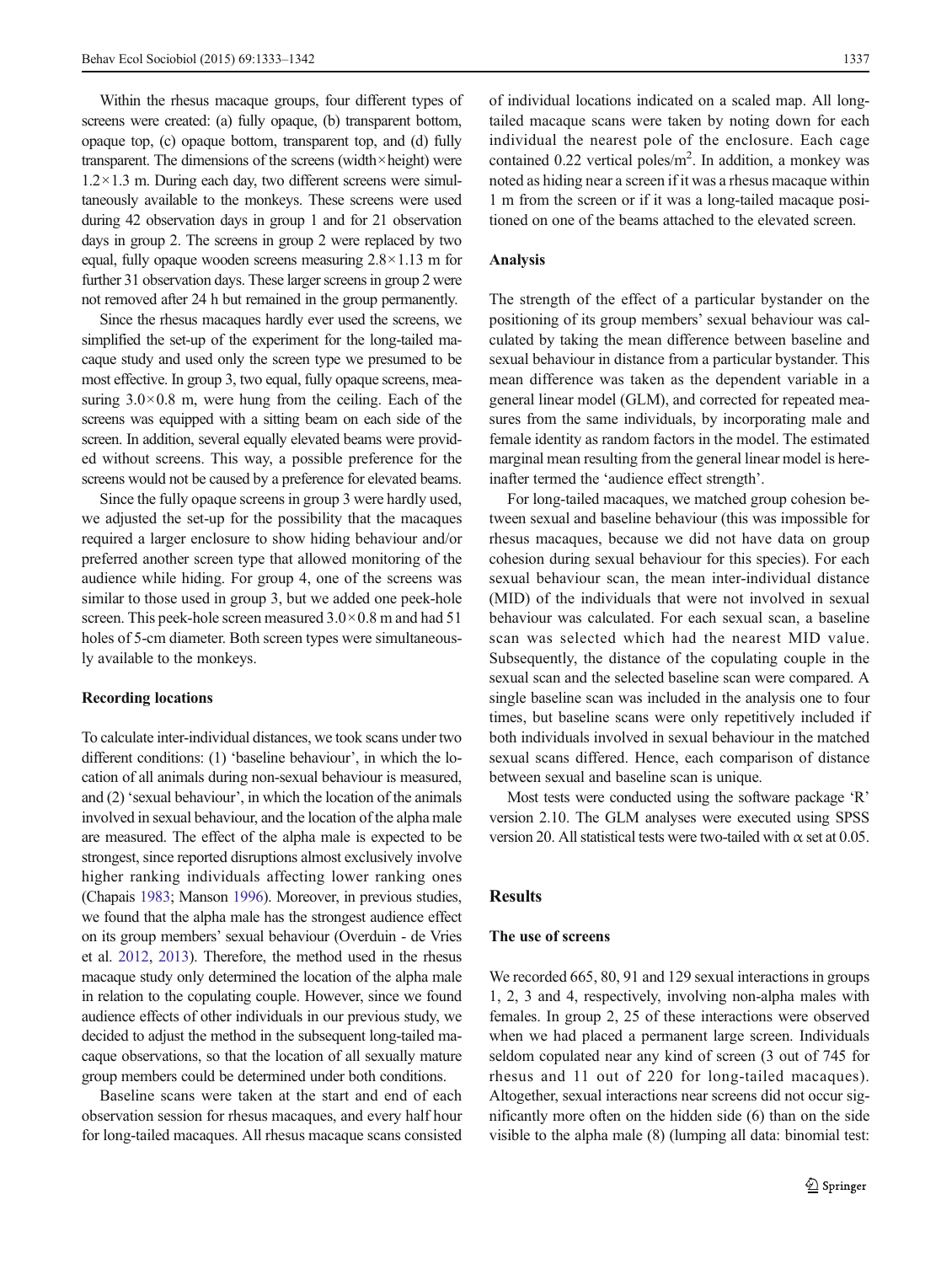Within the rhesus macaque groups, four different types of screens were created: (a) fully opaque, (b) transparent bottom, opaque top, (c) opaque bottom, transparent top, and (d) fully transparent. The dimensions of the screens (width × height) were 1.2 × 1.3 m. During each day, two different screens were simultaneously available to the monkeys. These screens were used during 42 observation days in group 1 and for 21 observation days in group 2. The screens in group 2 were replaced by two equal, fully opaque wooden screens measuring 2.8 × 1.13 m for further 31 observation days. These larger screens in group 2 were not removed after 24 h but remained in the group permanently.

Since the rhesus macaques hardly ever used the screens, we simplified the set-up of the experiment for the long-tailed macaque study and used only the screen type we presumed to be most effective. In group 3, two equal, fully opaque screens, measuring 3.0 × 0.8 m, were hung from the ceiling. Each of the screens was equipped with a sitting beam on each side of the screen. In addition, several equally elevated beams were provided without screens. This way, a possible preference for the screens would not be caused by a preference for elevated beams.

Since the fully opaque screens in group 3 were hardly used, we adjusted the set-up for the possibility that the macaques required a larger enclosure to show hiding behaviour and/or preferred another screen type that allowed monitoring of the audience while hiding. For group 4, one of the screens was similar to those used in group 3, but we added one peek-hole screen. This peek-hole screen measured 3.0 × 0.8 m and had 51 holes of 5-cm diameter. Both screen types were simultaneously available to the monkeys.

### Recording locations

To calculate inter-individual distances, we took scans under two different conditions: (1) 'baseline behaviour', in which the location of all animals during non-sexual behaviour is measured, and (2) 'sexual behaviour', in which the location of the animals involved in sexual behaviour, and the location of the alpha male are measured. The effect of the alpha male is expected to be strongest, since reported disruptions almost exclusively involve higher ranking individuals affecting lower ranking ones (Chapais 1983; Manson 1996). Moreover, in previous studies, we found that the alpha male has the strongest audience effect on its group members' sexual behaviour (Overduin - de Vries et al. 2012, 2013). Therefore, the method used in the rhesus macaque study only determined the location of the alpha male in relation to the copulating couple. However, since we found audience effects of other individuals in our previous study, we decided to adjust the method in the subsequent long-tailed macaque observations, so that the location of all sexually mature group members could be determined under both conditions.

Baseline scans were taken at the start and end of each observation session for rhesus macaques, and every half hour for long-tailed macaques. All rhesus macaque scans consisted of individual locations indicated on a scaled map. All long-tailed macaque scans were taken by noting down for each individual the nearest pole of the enclosure. Each cage contained 0.22 vertical poles/m$^2$. In addition, a monkey was noted as hiding near a screen if it was a rhesus macaque within 1 m from the screen or if it was a long-tailed macaque positioned on one of the beams attached to the elevated screen.

### Analysis

The strength of the effect of a particular bystander on the positioning of its group members' sexual behaviour was calculated by taking the mean difference between baseline and sexual behaviour in distance from a particular bystander. This mean difference was taken as the dependent variable in a general linear model (GLM), and corrected for repeated measures from the same individuals, by incorporating male and female identity as random factors in the model. The estimated marginal mean resulting from the general linear model is hereinafter termed the 'audience effect strength'.

For long-tailed macaques, we matched group cohesion between sexual and baseline behaviour (this was impossible for rhesus macaques, because we did not have data on group cohesion during sexual behaviour for this species). For each sexual behaviour scan, the mean inter-individual distance (MID) of the individuals that were not involved in sexual behaviour was calculated. For each sexual scan, a baseline scan was selected which had the nearest MID value. Subsequently, the distance of the copulating couple in the sexual scan and the selected baseline scan were compared. A single baseline scan was included in the analysis one to four times, but baseline scans were only repetitively included if both individuals involved in sexual behaviour in the matched sexual scans differed. Hence, each comparison of distance between sexual and baseline scan is unique.

Most tests were conducted using the software package 'R' version 2.10. The GLM analyses were executed using SPSS version 20. All statistical tests were two-tailed with $\alpha$ set at 0.05.

## Results

### The use of screens

We recorded 665, 80, 91 and 129 sexual interactions in groups 1, 2, 3 and 4, respectively, involving non-alpha males with females. In group 2, 25 of these interactions were observed when we had placed a permanent large screen. Individuals seldom copulated near any kind of screen (3 out of 745 for rhesus and 11 out of 220 for long-tailed macaques). Altogether, sexual interactions near screens did not occur significantly more often on the hidden side (6) than on the side visible to the alpha male (8) (lumping all data: binomial test: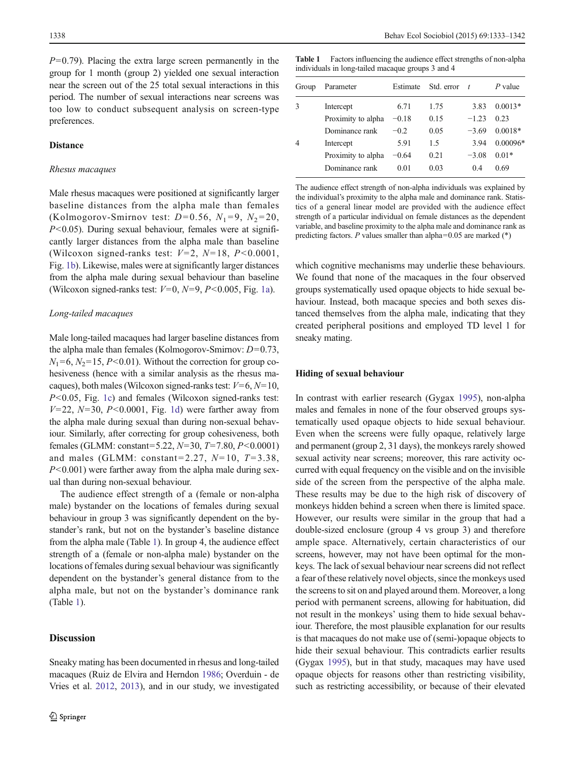$P$=0.79). Placing the extra large screen permanently in the group for 1 month (group 2) yielded one sexual interaction near the screen out of the 25 total sexual interactions in this period. The number of sexual interactions near screens was too low to conduct subsequent analysis on screen-type preferences.

### Distance

#### *Rhesus macaques*

Male rhesus macaques were positioned at significantly larger baseline distances from the alpha male than females (Kolmogorov-Smirnov test: $D$=0.56, $N_1$=9, $N_2$=20, $P$<0.05). During sexual behaviour, females were at significantly larger distances from the alpha male than baseline (Wilcoxon signed-ranks test: $V$=2, $N$=18, $P$<0.0001, Fig. 1b). Likewise, males were at significantly larger distances from the alpha male during sexual behaviour than baseline (Wilcoxon signed-ranks test: $V$=0, $N$=9, $P$<0.005, Fig. 1a).

#### *Long-tailed macaques*

Male long-tailed macaques had larger baseline distances from the alpha male than females (Kolmogorov-Smirnov: $D$=0.73, $N_1$=6, $N_2$=15, $P$<0.01). Without the correction for group cohesiveness (hence with a similar analysis as the rhesus macaques), both males (Wilcoxon signed-ranks test: $V$=6, $N$=10, $P$<0.05, Fig. 1c) and females (Wilcoxon signed-ranks test: $V$=22, $N$=30, $P$<0.0001, Fig. 1d) were farther away from the alpha male during sexual than during non-sexual behaviour. Similarly, after correcting for group cohesiveness, both females (GLMM: constant=5.22, $N$=30, $T$=7.80, $P$<0.0001) and males (GLMM: constant=2.27, $N$=10, $T$=3.38, $P$<0.001) were farther away from the alpha male during sexual than during non-sexual behaviour.

The audience effect strength of a (female or non-alpha male) bystander on the locations of females during sexual behaviour in group 3 was significantly dependent on the bystander's rank, but not on the bystander's baseline distance from the alpha male (Table 1). In group 4, the audience effect strength of a (female or non-alpha male) bystander on the locations of females during sexual behaviour was significantly dependent on the bystander's general distance from to the alpha male, but not on the bystander's dominance rank (Table 1).

**Table 1** Factors influencing the audience effect strengths of non-alpha individuals in long-tailed macaque groups 3 and 4

| Group | Parameter | Estimate | Std. error | $t$ | $P$ value |
|---|---|---|---|---|---|
| 3 | Intercept | 6.71 | 1.75 | 3.83 | 0.0013* |
| | Proximity to alpha | −0.18 | 0.15 | −1.23 | 0.23 |
| | Dominance rank | −0.2 | 0.05 | −3.69 | 0.0018* |
| 4 | Intercept | 5.91 | 1.5 | 3.94 | 0.00096* |
| | Proximity to alpha | −0.64 | 0.21 | −3.08 | 0.01* |
| | Dominance rank | 0.01 | 0.03 | 0.4 | 0.69 |

The audience effect strength of non-alpha individuals was explained by the individual's proximity to the alpha male and dominance rank. Statistics of a general linear model are provided with the audience effect strength of a particular individual on female distances as the dependent variable, and baseline proximity to the alpha male and dominance rank as predicting factors. $P$ values smaller than alpha=0.05 are marked (*)

## Discussion

Sneaky mating has been documented in rhesus and long-tailed macaques (Ruiz de Elvira and Herndon 1986; Overduin - de Vries et al. 2012, 2013), and in our study, we investigated which cognitive mechanisms may underlie these behaviours. We found that none of the macaques in the four observed groups systematically used opaque objects to hide sexual behaviour. Instead, both macaque species and both sexes distanced themselves from the alpha male, indicating that they created peripheral positions and employed TD level 1 for sneaky mating.

### Hiding of sexual behaviour

In contrast with earlier research (Gygax 1995), non-alpha males and females in none of the four observed groups systematically used opaque objects to hide sexual behaviour. Even when the screens were fully opaque, relatively large and permanent (group 2, 31 days), the monkeys rarely showed sexual activity near screens; moreover, this rare activity occurred with equal frequency on the visible and on the invisible side of the screen from the perspective of the alpha male. These results may be due to the high risk of discovery of monkeys hidden behind a screen when there is limited space. However, our results were similar in the group that had a double-sized enclosure (group 4 vs group 3) and therefore ample space. Alternatively, certain characteristics of our screens, however, may not have been optimal for the monkeys. The lack of sexual behaviour near screens did not reflect a fear of these relatively novel objects, since the monkeys used the screens to sit on and played around them. Moreover, a long period with permanent screens, allowing for habituation, did not result in the monkeys' using them to hide sexual behaviour. Therefore, the most plausible explanation for our results is that macaques do not make use of (semi-)opaque objects to hide their sexual behaviour. This contradicts earlier results (Gygax 1995), but in that study, macaques may have used opaque objects for reasons other than restricting visibility, such as restricting accessibility, or because of their elevated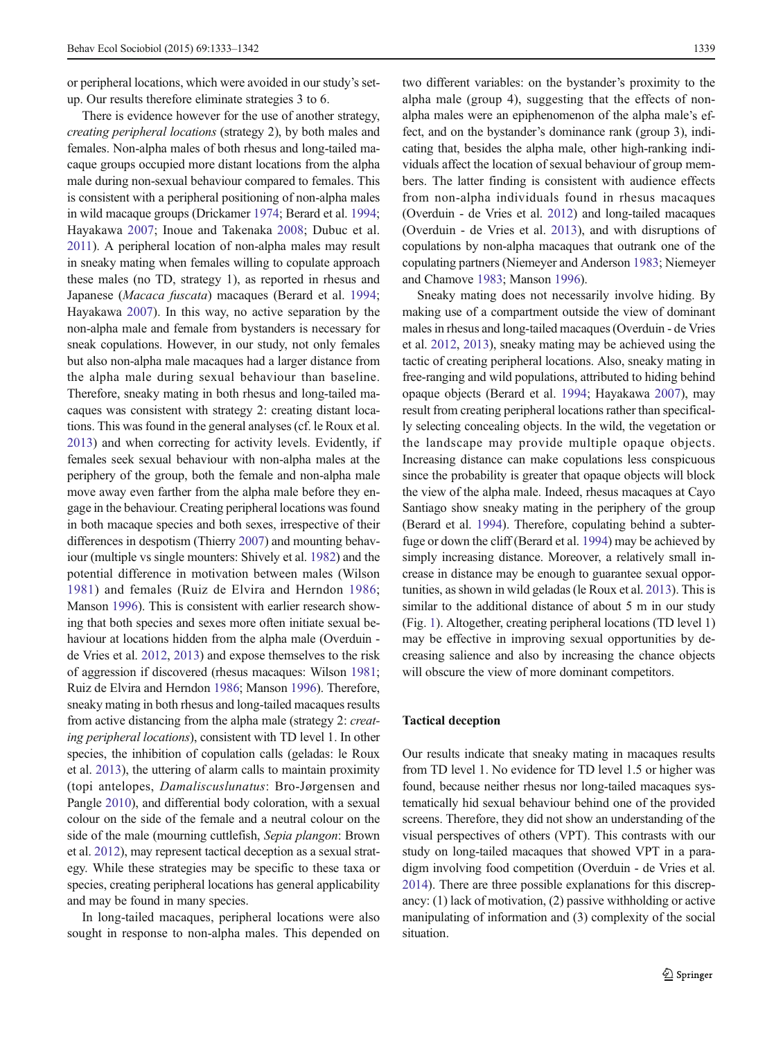or peripheral locations, which were avoided in our study's set-up. Our results therefore eliminate strategies 3 to 6.

There is evidence however for the use of another strategy, *creating peripheral locations* (strategy 2), by both males and females. Non-alpha males of both rhesus and long-tailed macaque groups occupied more distant locations from the alpha male during non-sexual behaviour compared to females. This is consistent with a peripheral positioning of non-alpha males in wild macaque groups (Drickamer 1974; Berard et al. 1994; Hayakawa 2007; Inoue and Takenaka 2008; Dubuc et al. 2011). A peripheral location of non-alpha males may result in sneaky mating when females willing to copulate approach these males (no TD, strategy 1), as reported in rhesus and Japanese (*Macaca fuscata*) macaques (Berard et al. 1994; Hayakawa 2007). In this way, no active separation by the non-alpha male and female from bystanders is necessary for sneak copulations. However, in our study, not only females but also non-alpha male macaques had a larger distance from the alpha male during sexual behaviour than baseline. Therefore, sneaky mating in both rhesus and long-tailed macaques was consistent with strategy 2: creating distant locations. This was found in the general analyses (cf. le Roux et al. 2013) and when correcting for activity levels. Evidently, if females seek sexual behaviour with non-alpha males at the periphery of the group, both the female and non-alpha male move away even farther from the alpha male before they engage in the behaviour. Creating peripheral locations was found in both macaque species and both sexes, irrespective of their differences in despotism (Thierry 2007) and mounting behaviour (multiple vs single mounters: Shively et al. 1982) and the potential difference in motivation between males (Wilson 1981) and females (Ruiz de Elvira and Herndon 1986; Manson 1996). This is consistent with earlier research showing that both species and sexes more often initiate sexual behaviour at locations hidden from the alpha male (Overduin - de Vries et al. 2012, 2013) and expose themselves to the risk of aggression if discovered (rhesus macaques: Wilson 1981; Ruiz de Elvira and Herndon 1986; Manson 1996). Therefore, sneaky mating in both rhesus and long-tailed macaques results from active distancing from the alpha male (strategy 2: *creating peripheral locations*), consistent with TD level 1. In other species, the inhibition of copulation calls (geladas: le Roux et al. 2013), the uttering of alarm calls to maintain proximity (topi antelopes, *Damaliscuslunatus*: Bro-Jørgensen and Pangle 2010), and differential body coloration, with a sexual colour on the side of the female and a neutral colour on the side of the male (mourning cuttlefish, *Sepia plangon*: Brown et al. 2012), may represent tactical deception as a sexual strategy. While these strategies may be specific to these taxa or species, creating peripheral locations has general applicability and may be found in many species.

In long-tailed macaques, peripheral locations were also sought in response to non-alpha males. This depended on two different variables: on the bystander's proximity to the alpha male (group 4), suggesting that the effects of non-alpha males were an epiphenomenon of the alpha male's effect, and on the bystander's dominance rank (group 3), indicating that, besides the alpha male, other high-ranking individuals affect the location of sexual behaviour of group members. The latter finding is consistent with audience effects from non-alpha individuals found in rhesus macaques (Overduin - de Vries et al. 2012) and long-tailed macaques (Overduin - de Vries et al. 2013), and with disruptions of copulations by non-alpha macaques that outrank one of the copulating partners (Niemeyer and Anderson 1983; Niemeyer and Chamove 1983; Manson 1996).

Sneaky mating does not necessarily involve hiding. By making use of a compartment outside the view of dominant males in rhesus and long-tailed macaques (Overduin - de Vries et al. 2012, 2013), sneaky mating may be achieved using the tactic of creating peripheral locations. Also, sneaky mating in free-ranging and wild populations, attributed to hiding behind opaque objects (Berard et al. 1994; Hayakawa 2007), may result from creating peripheral locations rather than specifically selecting concealing objects. In the wild, the vegetation or the landscape may provide multiple opaque objects. Increasing distance can make copulations less conspicuous since the probability is greater that opaque objects will block the view of the alpha male. Indeed, rhesus macaques at Cayo Santiago show sneaky mating in the periphery of the group (Berard et al. 1994). Therefore, copulating behind a subterfuge or down the cliff (Berard et al. 1994) may be achieved by simply increasing distance. Moreover, a relatively small increase in distance may be enough to guarantee sexual opportunities, as shown in wild geladas (le Roux et al. 2013). This is similar to the additional distance of about 5 m in our study (Fig. 1). Altogether, creating peripheral locations (TD level 1) may be effective in improving sexual opportunities by decreasing salience and also by increasing the chance objects will obscure the view of more dominant competitors.

## Tactical deception

Our results indicate that sneaky mating in macaques results from TD level 1. No evidence for TD level 1.5 or higher was found, because neither rhesus nor long-tailed macaques systematically hid sexual behaviour behind one of the provided screens. Therefore, they did not show an understanding of the visual perspectives of others (VPT). This contrasts with our study on long-tailed macaques that showed VPT in a paradigm involving food competition (Overduin - de Vries et al. 2014). There are three possible explanations for this discrepancy: (1) lack of motivation, (2) passive withholding or active manipulating of information and (3) complexity of the social situation.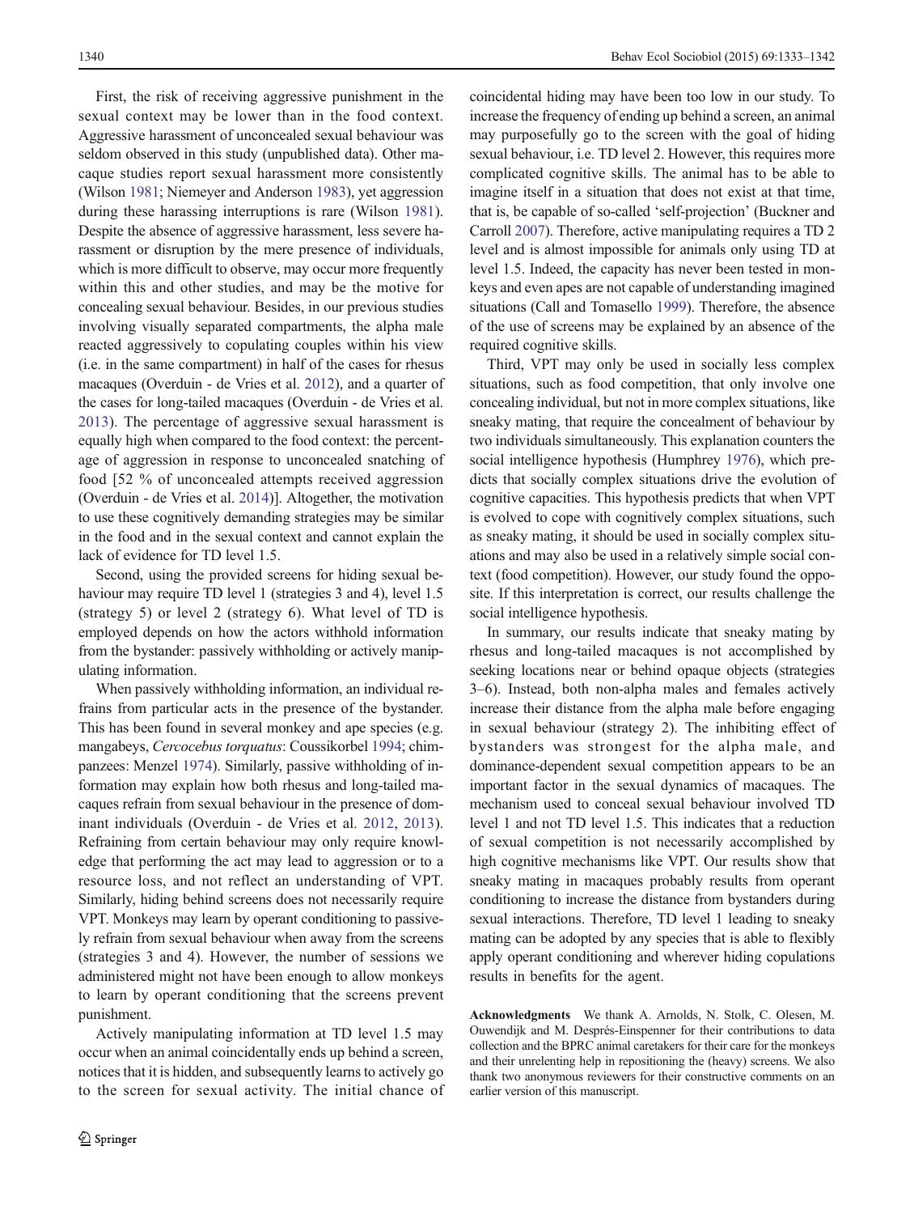First, the risk of receiving aggressive punishment in the sexual context may be lower than in the food context. Aggressive harassment of unconcealed sexual behaviour was seldom observed in this study (unpublished data). Other macaque studies report sexual harassment more consistently (Wilson 1981; Niemeyer and Anderson 1983), yet aggression during these harassing interruptions is rare (Wilson 1981). Despite the absence of aggressive harassment, less severe harassment or disruption by the mere presence of individuals, which is more difficult to observe, may occur more frequently within this and other studies, and may be the motive for concealing sexual behaviour. Besides, in our previous studies involving visually separated compartments, the alpha male reacted aggressively to copulating couples within his view (i.e. in the same compartment) in half of the cases for rhesus macaques (Overduin - de Vries et al. 2012), and a quarter of the cases for long-tailed macaques (Overduin - de Vries et al. 2013). The percentage of aggressive sexual harassment is equally high when compared to the food context: the percentage of aggression in response to unconcealed snatching of food [52 % of unconcealed attempts received aggression (Overduin - de Vries et al. 2014)]. Altogether, the motivation to use these cognitively demanding strategies may be similar in the food and in the sexual context and cannot explain the lack of evidence for TD level 1.5.

Second, using the provided screens for hiding sexual behaviour may require TD level 1 (strategies 3 and 4), level 1.5 (strategy 5) or level 2 (strategy 6). What level of TD is employed depends on how the actors withhold information from the bystander: passively withholding or actively manipulating information.

When passively withholding information, an individual refrains from particular acts in the presence of the bystander. This has been found in several monkey and ape species (e.g. mangabeys, *Cercocebus torquatus*: Coussikorbel 1994; chimpanzees: Menzel 1974). Similarly, passive withholding of information may explain how both rhesus and long-tailed macaques refrain from sexual behaviour in the presence of dominant individuals (Overduin - de Vries et al. 2012, 2013). Refraining from certain behaviour may only require knowledge that performing the act may lead to aggression or to a resource loss, and not reflect an understanding of VPT. Similarly, hiding behind screens does not necessarily require VPT. Monkeys may learn by operant conditioning to passively refrain from sexual behaviour when away from the screens (strategies 3 and 4). However, the number of sessions we administered might not have been enough to allow monkeys to learn by operant conditioning that the screens prevent punishment.

Actively manipulating information at TD level 1.5 may occur when an animal coincidentally ends up behind a screen, notices that it is hidden, and subsequently learns to actively go to the screen for sexual activity. The initial chance of coincidental hiding may have been too low in our study. To increase the frequency of ending up behind a screen, an animal may purposefully go to the screen with the goal of hiding sexual behaviour, i.e. TD level 2. However, this requires more complicated cognitive skills. The animal has to be able to imagine itself in a situation that does not exist at that time, that is, be capable of so-called 'self-projection' (Buckner and Carroll 2007). Therefore, active manipulating requires a TD 2 level and is almost impossible for animals only using TD at level 1.5. Indeed, the capacity has never been tested in monkeys and even apes are not capable of understanding imagined situations (Call and Tomasello 1999). Therefore, the absence of the use of screens may be explained by an absence of the required cognitive skills.

Third, VPT may only be used in socially less complex situations, such as food competition, that only involve one concealing individual, but not in more complex situations, like sneaky mating, that require the concealment of behaviour by two individuals simultaneously. This explanation counters the social intelligence hypothesis (Humphrey 1976), which predicts that socially complex situations drive the evolution of cognitive capacities. This hypothesis predicts that when VPT is evolved to cope with cognitively complex situations, such as sneaky mating, it should be used in socially complex situations and may also be used in a relatively simple social context (food competition). However, our study found the opposite. If this interpretation is correct, our results challenge the social intelligence hypothesis.

In summary, our results indicate that sneaky mating by rhesus and long-tailed macaques is not accomplished by seeking locations near or behind opaque objects (strategies 3–6). Instead, both non-alpha males and females actively increase their distance from the alpha male before engaging in sexual behaviour (strategy 2). The inhibiting effect of bystanders was strongest for the alpha male, and dominance-dependent sexual competition appears to be an important factor in the sexual dynamics of macaques. The mechanism used to conceal sexual behaviour involved TD level 1 and not TD level 1.5. This indicates that a reduction of sexual competition is not necessarily accomplished by high cognitive mechanisms like VPT. Our results show that sneaky mating in macaques probably results from operant conditioning to increase the distance from bystanders during sexual interactions. Therefore, TD level 1 leading to sneaky mating can be adopted by any species that is able to flexibly apply operant conditioning and wherever hiding copulations results in benefits for the agent.

**Acknowledgments** We thank A. Arnolds, N. Stolk, C. Olesen, M. Ouwendijk and M. Després-Einspenner for their contributions to data collection and the BPRC animal caretakers for their care for the monkeys and their unrelenting help in repositioning the (heavy) screens. We also thank two anonymous reviewers for their constructive comments on an earlier version of this manuscript.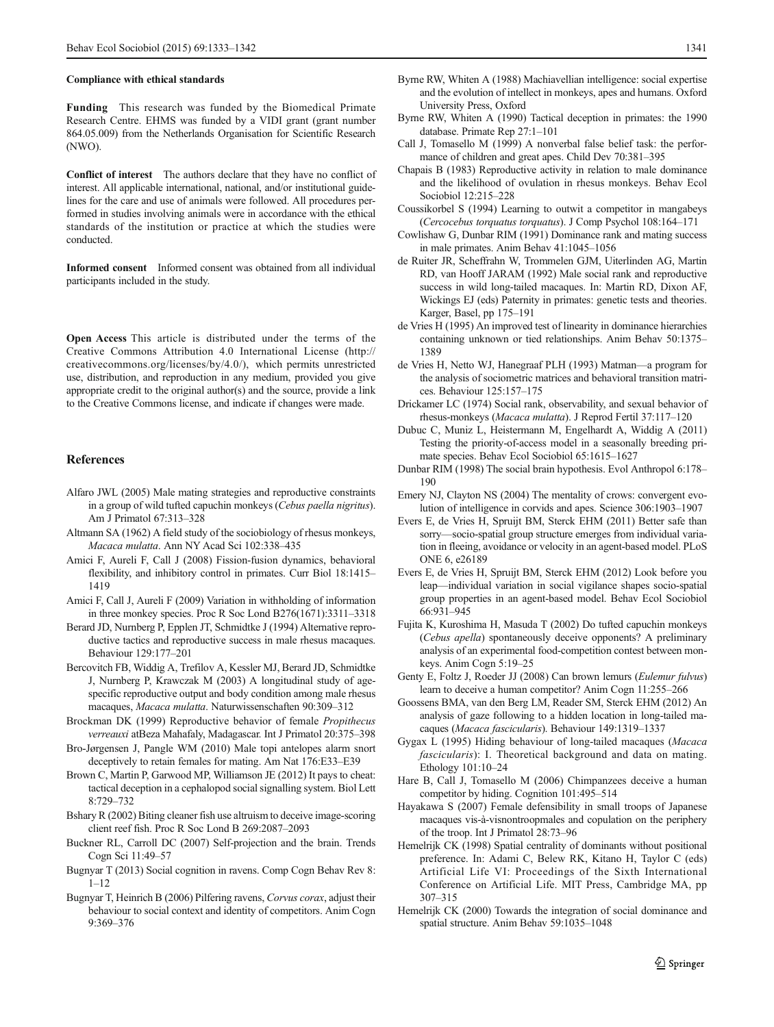#### Compliance with ethical standards

**Funding** This research was funded by the Biomedical Primate Research Centre. EHMS was funded by a VIDI grant (grant number 864.05.009) from the Netherlands Organisation for Scientific Research (NWO).

**Conflict of interest** The authors declare that they have no conflict of interest. All applicable international, national, and/or institutional guidelines for the care and use of animals were followed. All procedures performed in studies involving animals were in accordance with the ethical standards of the institution or practice at which the studies were conducted.

**Informed consent** Informed consent was obtained from all individual participants included in the study.

**Open Access** This article is distributed under the terms of the Creative Commons Attribution 4.0 International License (http://creativecommons.org/licenses/by/4.0/), which permits unrestricted use, distribution, and reproduction in any medium, provided you give appropriate credit to the original author(s) and the source, provide a link to the Creative Commons license, and indicate if changes were made.

## References

Alfaro JWL (2005) Male mating strategies and reproductive constraints in a group of wild tufted capuchin monkeys (*Cebus paella nigritus*). Am J Primatol 67:313–328

Altmann SA (1962) A field study of the sociobiology of rhesus monkeys, *Macaca mulatta*. Ann NY Acad Sci 102:338–435

Amici F, Aureli F, Call J (2008) Fission-fusion dynamics, behavioral flexibility, and inhibitory control in primates. Curr Biol 18:1415–1419

Amici F, Call J, Aureli F (2009) Variation in withholding of information in three monkey species. Proc R Soc Lond B276(1671):3311–3318

Berard JD, Nurnberg P, Epplen JT, Schmidtke J (1994) Alternative reproductive tactics and reproductive success in male rhesus macaques. Behaviour 129:177–201

Bercovitch FB, Widdig A, Trefilov A, Kessler MJ, Berard JD, Schmidtke J, Nurnberg P, Krawczak M (2003) A longitudinal study of age-specific reproductive output and body condition among male rhesus macaques, *Macaca mulatta*. Naturwissenschaften 90:309–312

Brockman DK (1999) Reproductive behavior of female *Propithecus verreauxi* atBeza Mahafaly, Madagascar. Int J Primatol 20:375–398

Bro-Jørgensen J, Pangle WM (2010) Male topi antelopes alarm snort deceptively to retain females for mating. Am Nat 176:E33–E39

Brown C, Martin P, Garwood MP, Williamson JE (2012) It pays to cheat: tactical deception in a cephalopod social signalling system. Biol Lett 8:729–732

Bshary R (2002) Biting cleaner fish use altruism to deceive image-scoring client reef fish. Proc R Soc Lond B 269:2087–2093

Buckner RL, Carroll DC (2007) Self-projection and the brain. Trends Cogn Sci 11:49–57

Bugnyar T (2013) Social cognition in ravens. Comp Cogn Behav Rev 8:1–12

Bugnyar T, Heinrich B (2006) Pilfering ravens, *Corvus corax*, adjust their behaviour to social context and identity of competitors. Anim Cogn 9:369–376

Byrne RW, Whiten A (1988) Machiavellian intelligence: social expertise and the evolution of intellect in monkeys, apes and humans. Oxford University Press, Oxford

Byrne RW, Whiten A (1990) Tactical deception in primates: the 1990 database. Primate Rep 27:1–101

Call J, Tomasello M (1999) A nonverbal false belief task: the performance of children and great apes. Child Dev 70:381–395

Chapais B (1983) Reproductive activity in relation to male dominance and the likelihood of ovulation in rhesus monkeys. Behav Ecol Sociobiol 12:215–228

Coussikorbel S (1994) Learning to outwit a competitor in mangabeys (*Cercocebus torquatus torquatus*). J Comp Psychol 108:164–171

Cowlishaw G, Dunbar RIM (1991) Dominance rank and mating success in male primates. Anim Behav 41:1045–1056

de Ruiter JR, Scheffrahn W, Trommelen GJM, Uiterlinden AG, Martin RD, van Hooff JARAM (1992) Male social rank and reproductive success in wild long-tailed macaques. In: Martin RD, Dixon AF, Wickings EJ (eds) Paternity in primates: genetic tests and theories. Karger, Basel, pp 175–191

de Vries H (1995) An improved test of linearity in dominance hierarchies containing unknown or tied relationships. Anim Behav 50:1375–1389

de Vries H, Netto WJ, Hanegraaf PLH (1993) Matman—a program for the analysis of sociometric matrices and behavioral transition matrices. Behaviour 125:157–175

Drickamer LC (1974) Social rank, observability, and sexual behavior of rhesus-monkeys (*Macaca mulatta*). J Reprod Fertil 37:117–120

Dubuc C, Muniz L, Heistermann M, Engelhardt A, Widdig A (2011) Testing the priority-of-access model in a seasonally breeding primate species. Behav Ecol Sociobiol 65:1615–1627

Dunbar RIM (1998) The social brain hypothesis. Evol Anthropol 6:178–190

Emery NJ, Clayton NS (2004) The mentality of crows: convergent evolution of intelligence in corvids and apes. Science 306:1903–1907

Evers E, de Vries H, Spruijt BM, Sterck EHM (2011) Better safe than sorry—socio-spatial group structure emerges from individual variation in fleeing, avoidance or velocity in an agent-based model. PLoS ONE 6, e26189

Evers E, de Vries H, Spruijt BM, Sterck EHM (2012) Look before you leap—individual variation in social vigilance shapes socio-spatial group properties in an agent-based model. Behav Ecol Sociobiol 66:931–945

Fujita K, Kuroshima H, Masuda T (2002) Do tufted capuchin monkeys (*Cebus apella*) spontaneously deceive opponents? A preliminary analysis of an experimental food-competition contest between monkeys. Anim Cogn 5:19–25

Genty E, Foltz J, Roeder JJ (2008) Can brown lemurs (*Eulemur fulvus*) learn to deceive a human competitor? Anim Cogn 11:255–266

Goossens BMA, van den Berg LM, Reader SM, Sterck EHM (2012) An analysis of gaze following to a hidden location in long-tailed macaques (*Macaca fascicularis*). Behaviour 149:1319–1337

Gygax L (1995) Hiding behaviour of long-tailed macaques (*Macaca fascicularis*): I. Theoretical background and data on mating. Ethology 101:10–24

Hare B, Call J, Tomasello M (2006) Chimpanzees deceive a human competitor by hiding. Cognition 101:495–514

Hayakawa S (2007) Female defensibility in small troops of Japanese macaques vis-à-visnontroopmales and copulation on the periphery of the troop. Int J Primatol 28:73–96

Hemelrijk CK (1998) Spatial centrality of dominants without positional preference. In: Adami C, Belew RK, Kitano H, Taylor C (eds) Artificial Life VI: Proceedings of the Sixth International Conference on Artificial Life. MIT Press, Cambridge MA, pp 307–315

Hemelrijk CK (2000) Towards the integration of social dominance and spatial structure. Anim Behav 59:1035–1048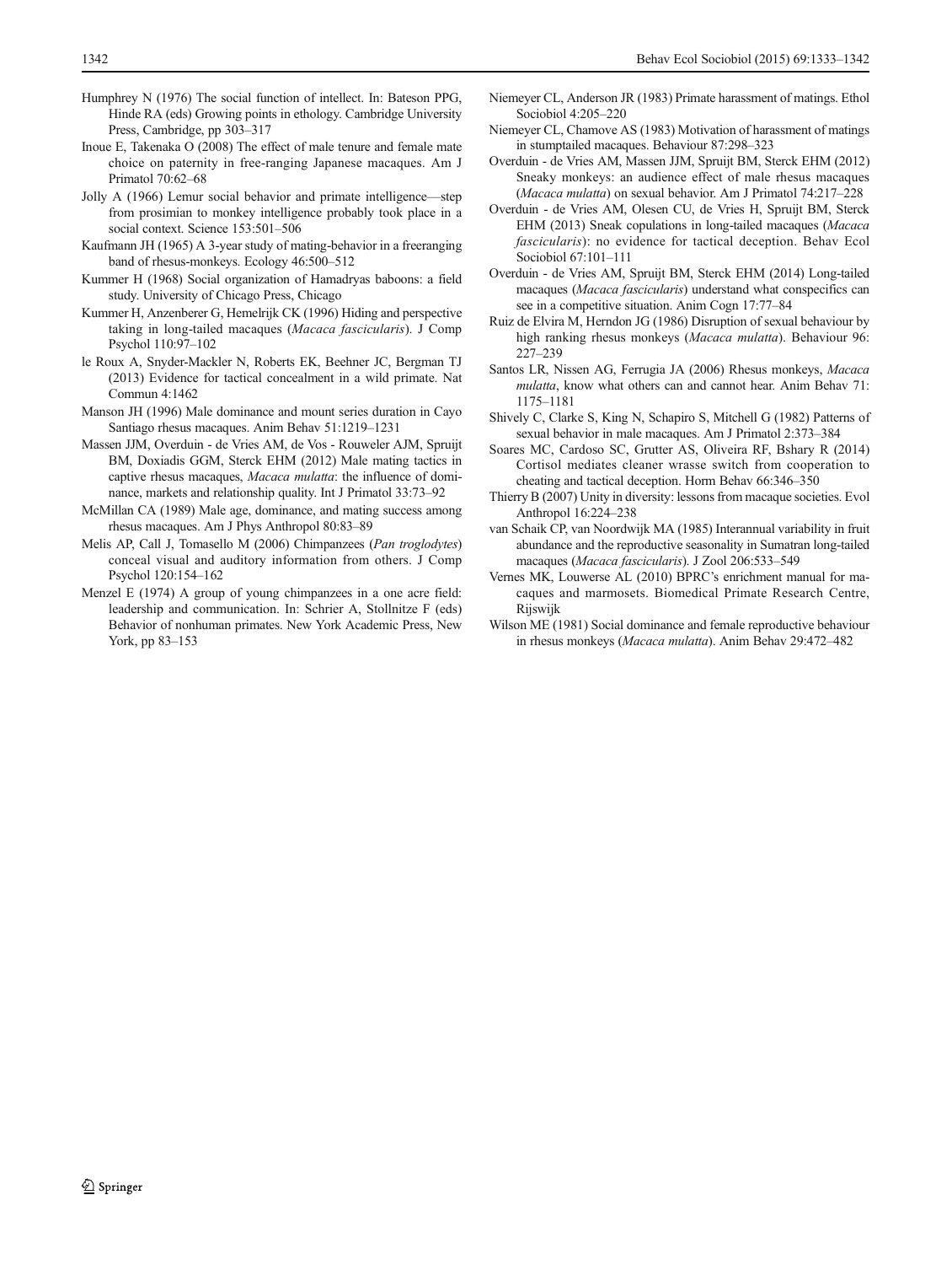Humphrey N (1976) The social function of intellect. In: Bateson PPG, Hinde RA (eds) Growing points in ethology. Cambridge University Press, Cambridge, pp 303–317

Inoue E, Takenaka O (2008) The effect of male tenure and female mate choice on paternity in free-ranging Japanese macaques. Am J Primatol 70:62–68

Jolly A (1966) Lemur social behavior and primate intelligence—step from prosimian to monkey intelligence probably took place in a social context. Science 153:501–506

Kaufmann JH (1965) A 3-year study of mating-behavior in a freeranging band of rhesus-monkeys. Ecology 46:500–512

Kummer H (1968) Social organization of Hamadryas baboons: a field study. University of Chicago Press, Chicago

Kummer H, Anzenberer G, Hemelrijk CK (1996) Hiding and perspective taking in long-tailed macaques (*Macaca fascicularis*). J Comp Psychol 110:97–102

le Roux A, Snyder-Mackler N, Roberts EK, Beehner JC, Bergman TJ (2013) Evidence for tactical concealment in a wild primate. Nat Commun 4:1462

Manson JH (1996) Male dominance and mount series duration in Cayo Santiago rhesus macaques. Anim Behav 51:1219–1231

Massen JJM, Overduin - de Vries AM, de Vos - Rouweler AJM, Spruijt BM, Doxiadis GGM, Sterck EHM (2012) Male mating tactics in captive rhesus macaques, *Macaca mulatta*: the influence of dominance, markets and relationship quality. Int J Primatol 33:73–92

McMillan CA (1989) Male age, dominance, and mating success among rhesus macaques. Am J Phys Anthropol 80:83–89

Melis AP, Call J, Tomasello M (2006) Chimpanzees (*Pan troglodytes*) conceal visual and auditory information from others. J Comp Psychol 120:154–162

Menzel E (1974) A group of young chimpanzees in a one acre field: leadership and communication. In: Schrier A, Stollnitze F (eds) Behavior of nonhuman primates. New York Academic Press, New York, pp 83–153

Niemeyer CL, Anderson JR (1983) Primate harassment of matings. Ethol Sociobiol 4:205–220

Niemeyer CL, Chamove AS (1983) Motivation of harassment of matings in stumptailed macaques. Behaviour 87:298–323

Overduin - de Vries AM, Massen JJM, Spruijt BM, Sterck EHM (2012) Sneaky monkeys: an audience effect of male rhesus macaques (*Macaca mulatta*) on sexual behavior. Am J Primatol 74:217–228

Overduin - de Vries AM, Olesen CU, de Vries H, Spruijt BM, Sterck EHM (2013) Sneak copulations in long-tailed macaques (*Macaca fascicularis*): no evidence for tactical deception. Behav Ecol Sociobiol 67:101–111

Overduin - de Vries AM, Spruijt BM, Sterck EHM (2014) Long-tailed macaques (*Macaca fascicularis*) understand what conspecifics can see in a competitive situation. Anim Cogn 17:77–84

Ruiz de Elvira M, Herndon JG (1986) Disruption of sexual behaviour by high ranking rhesus monkeys (*Macaca mulatta*). Behaviour 96: 227–239

Santos LR, Nissen AG, Ferrugia JA (2006) Rhesus monkeys, *Macaca mulatta*, know what others can and cannot hear. Anim Behav 71: 1175–1181

Shively C, Clarke S, King N, Schapiro S, Mitchell G (1982) Patterns of sexual behavior in male macaques. Am J Primatol 2:373–384

Soares MC, Cardoso SC, Grutter AS, Oliveira RF, Bshary R (2014) Cortisol mediates cleaner wrasse switch from cooperation to cheating and tactical deception. Horm Behav 66:346–350

Thierry B (2007) Unity in diversity: lessons from macaque societies. Evol Anthropol 16:224–238

van Schaik CP, van Noordwijk MA (1985) Interannual variability in fruit abundance and the reproductive seasonality in Sumatran long-tailed macaques (*Macaca fascicularis*). J Zool 206:533–549

Vernes MK, Louwerse AL (2010) BPRC's enrichment manual for macaques and marmosets. Biomedical Primate Research Centre, Rijswijk

Wilson ME (1981) Social dominance and female reproductive behaviour in rhesus monkeys (*Macaca mulatta*). Anim Behav 29:472–482